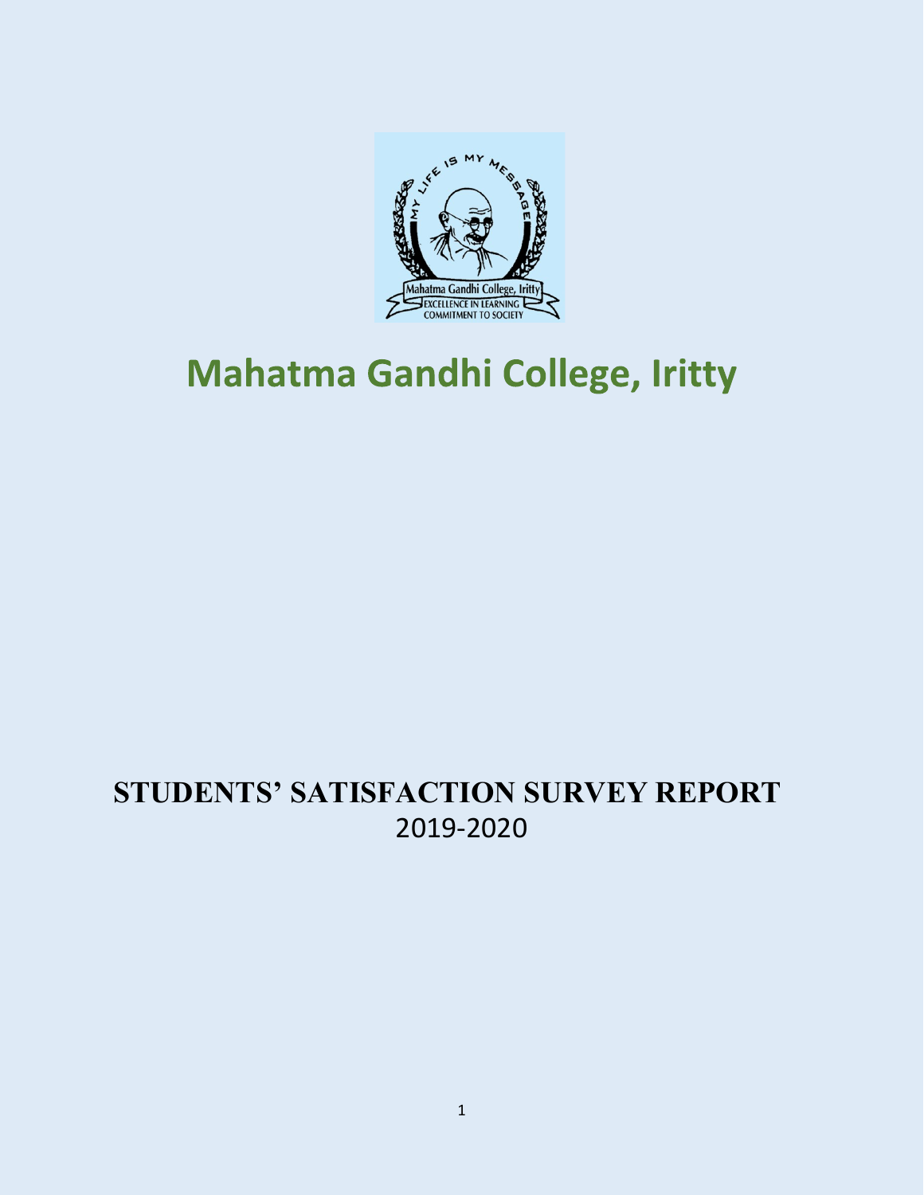# Mahatma Gandhi College, Iritty

## STUDENTS' SATISFACTION SURVEY REPORT
2019-2020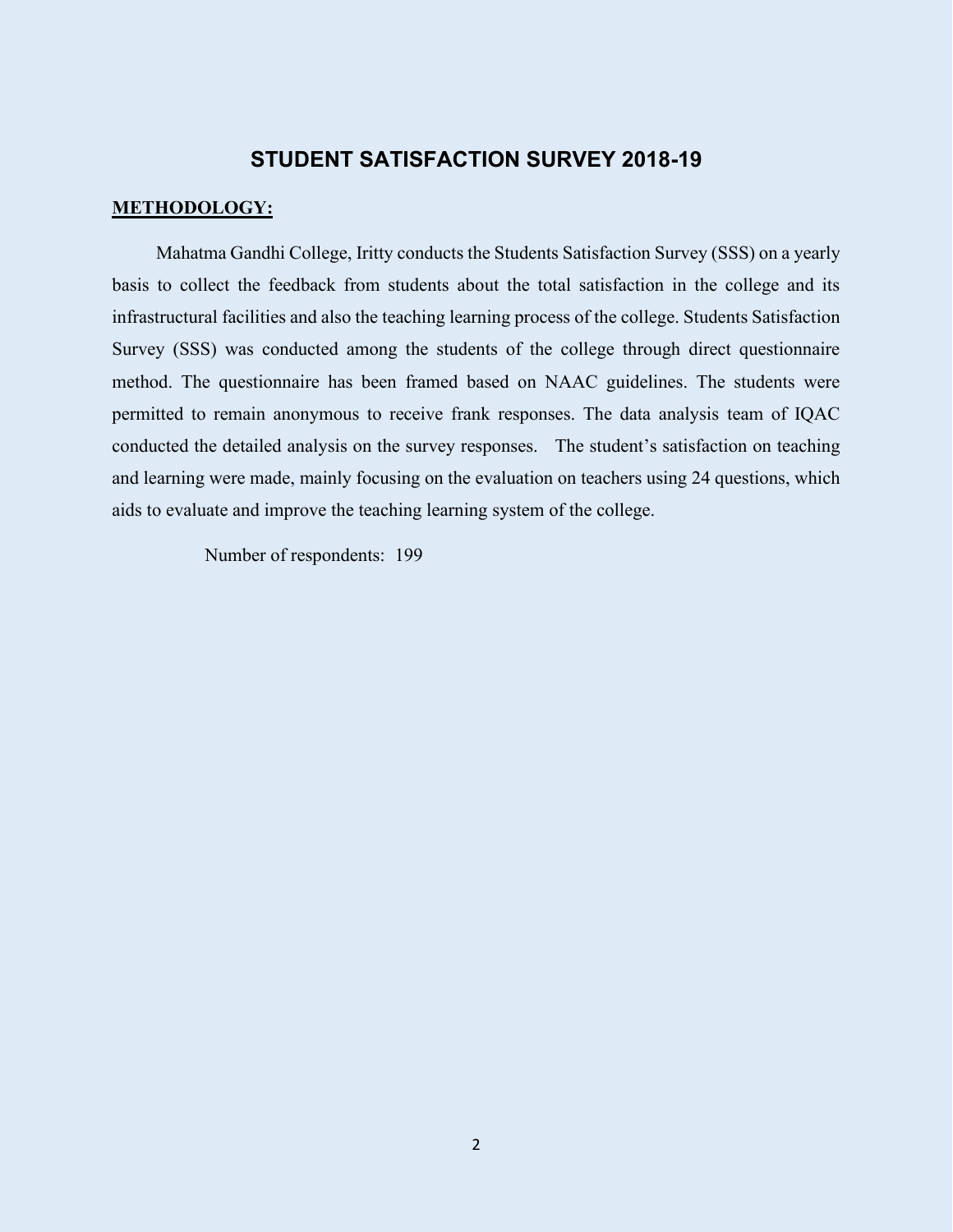# STUDENT SATISFACTION SURVEY 2018-19

**METHODOLOGY:**

Mahatma Gandhi College, Iritty conducts the Students Satisfaction Survey (SSS) on a yearly basis to collect the feedback from students about the total satisfaction in the college and its infrastructural facilities and also the teaching learning process of the college. Students Satisfaction Survey (SSS) was conducted among the students of the college through direct questionnaire method. The questionnaire has been framed based on NAAC guidelines. The students were permitted to remain anonymous to receive frank responses. The data analysis team of IQAC conducted the detailed analysis on the survey responses. The student's satisfaction on teaching and learning were made, mainly focusing on the evaluation on teachers using 24 questions, which aids to evaluate and improve the teaching learning system of the college.

Number of respondents: 199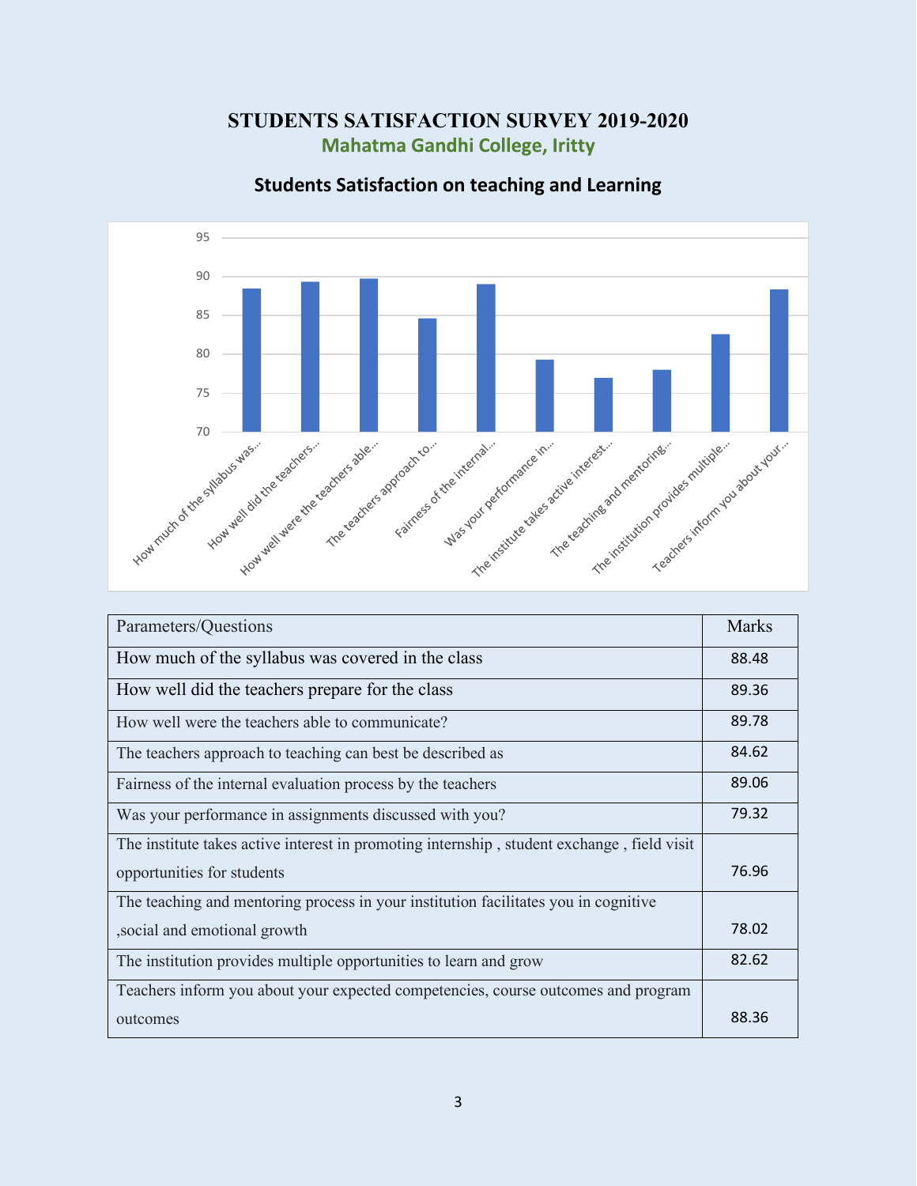# STUDENTS SATISFACTION SURVEY 2019-2020

## Mahatma Gandhi College, Iritty

### Students Satisfaction on teaching and Learning

| Parameters/Questions | Marks |
|---|---|
| How much of the syllabus was covered in the class | 88.48 |
| How well did the teachers prepare for the class | 89.36 |
| How well were the teachers able to communicate? | 89.78 |
| The teachers approach to teaching can best be described as | 84.62 |
| Fairness of the internal evaluation process by the teachers | 89.06 |
| Was your performance in assignments discussed with you? | 79.32 |
| The institute takes active interest in promoting internship , student exchange , field visit opportunities for students | 76.96 |
| The teaching and mentoring process in your institution facilitates you in cognitive ,social and emotional growth | 78.02 |
| The institution provides multiple opportunities to learn and grow | 82.62 |
| Teachers inform you about your expected competencies, course outcomes and program outcomes | 88.36 |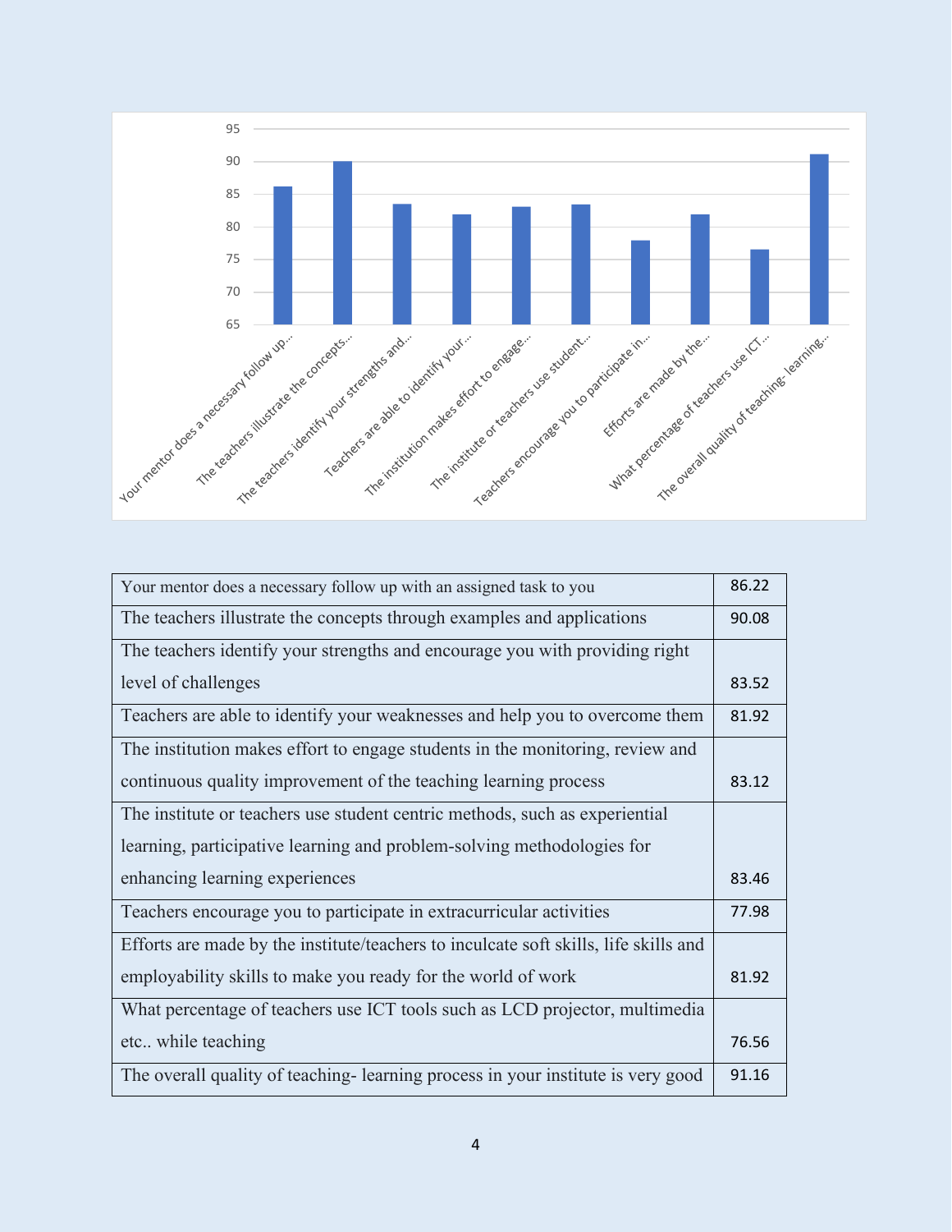| Your mentor does a necessary follow up with an assigned task to you | 86.22 |
|---|---|
| The teachers illustrate the concepts through examples and applications | 90.08 |
| The teachers identify your strengths and encourage you with providing right level of challenges | 83.52 |
| Teachers are able to identify your weaknesses and help you to overcome them | 81.92 |
| The institution makes effort to engage students in the monitoring, review and continuous quality improvement of the teaching learning process | 83.12 |
| The institute or teachers use student centric methods, such as experiential learning, participative learning and problem-solving methodologies for enhancing learning experiences | 83.46 |
| Teachers encourage you to participate in extracurricular activities | 77.98 |
| Efforts are made by the institute/teachers to inculcate soft skills, life skills and employability skills to make you ready for the world of work | 81.92 |
| What percentage of teachers use ICT tools such as LCD projector, multimedia etc.. while teaching | 76.56 |
| The overall quality of teaching- learning process in your institute is very good | 91.16 |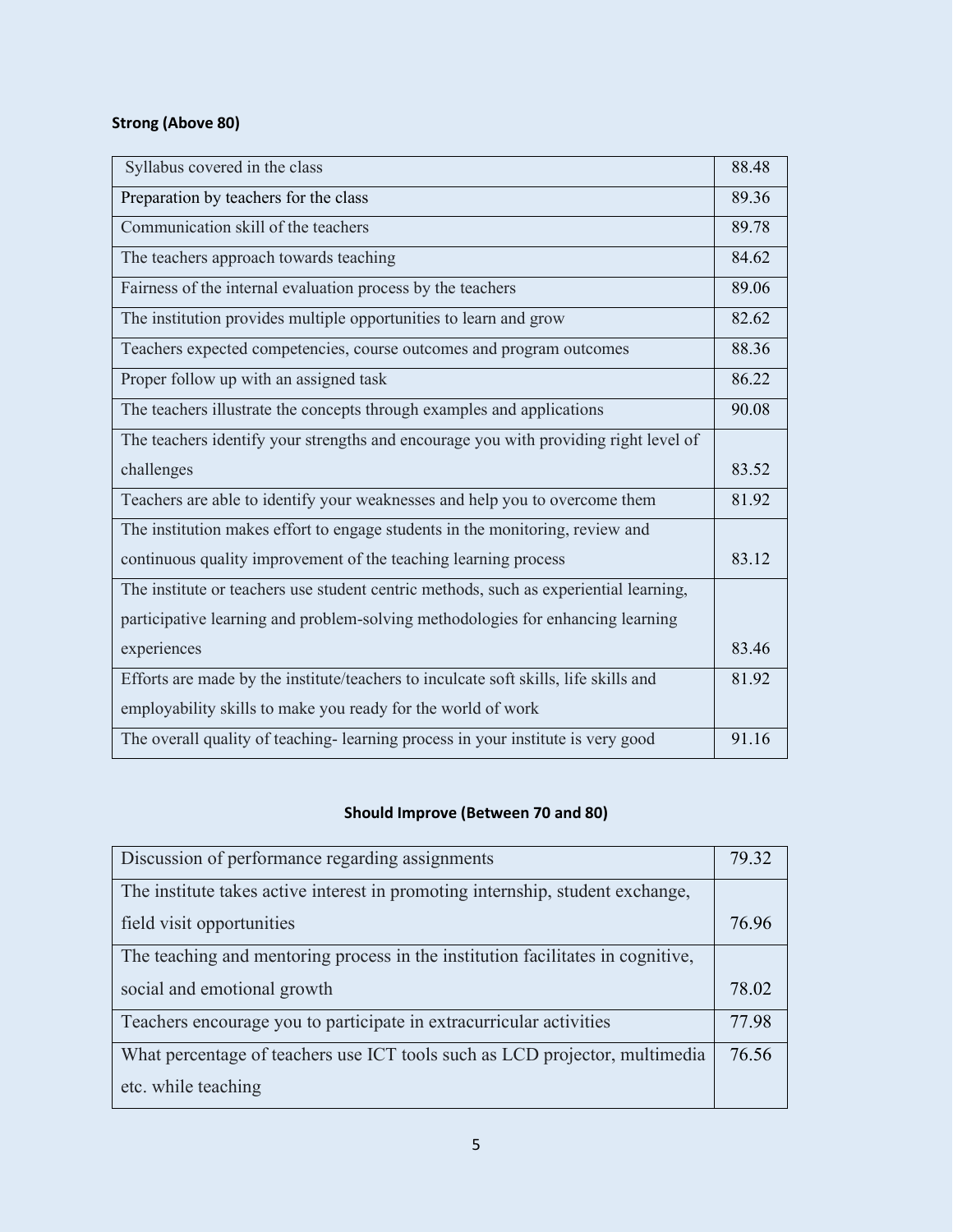**Strong (Above 80)**

| | |
|---|---|
| Syllabus covered in the class | 88.48 |
| Preparation by teachers for the class | 89.36 |
| Communication skill of the teachers | 89.78 |
| The teachers approach towards teaching | 84.62 |
| Fairness of the internal evaluation process by the teachers | 89.06 |
| The institution provides multiple opportunities to learn and grow | 82.62 |
| Teachers expected competencies, course outcomes and program outcomes | 88.36 |
| Proper follow up with an assigned task | 86.22 |
| The teachers illustrate the concepts through examples and applications | 90.08 |
| The teachers identify your strengths and encourage you with providing right level of challenges | 83.52 |
| Teachers are able to identify your weaknesses and help you to overcome them | 81.92 |
| The institution makes effort to engage students in the monitoring, review and continuous quality improvement of the teaching learning process | 83.12 |
| The institute or teachers use student centric methods, such as experiential learning, participative learning and problem-solving methodologies for enhancing learning experiences | 83.46 |
| Efforts are made by the institute/teachers to inculcate soft skills, life skills and employability skills to make you ready for the world of work | 81.92 |
| The overall quality of teaching- learning process in your institute is very good | 91.16 |

**Should Improve (Between 70 and 80)**

| | |
|---|---|
| Discussion of performance regarding assignments | 79.32 |
| The institute takes active interest in promoting internship, student exchange, field visit opportunities | 76.96 |
| The teaching and mentoring process in the institution facilitates in cognitive, social and emotional growth | 78.02 |
| Teachers encourage you to participate in extracurricular activities | 77.98 |
| What percentage of teachers use ICT tools such as LCD projector, multimedia etc. while teaching | 76.56 |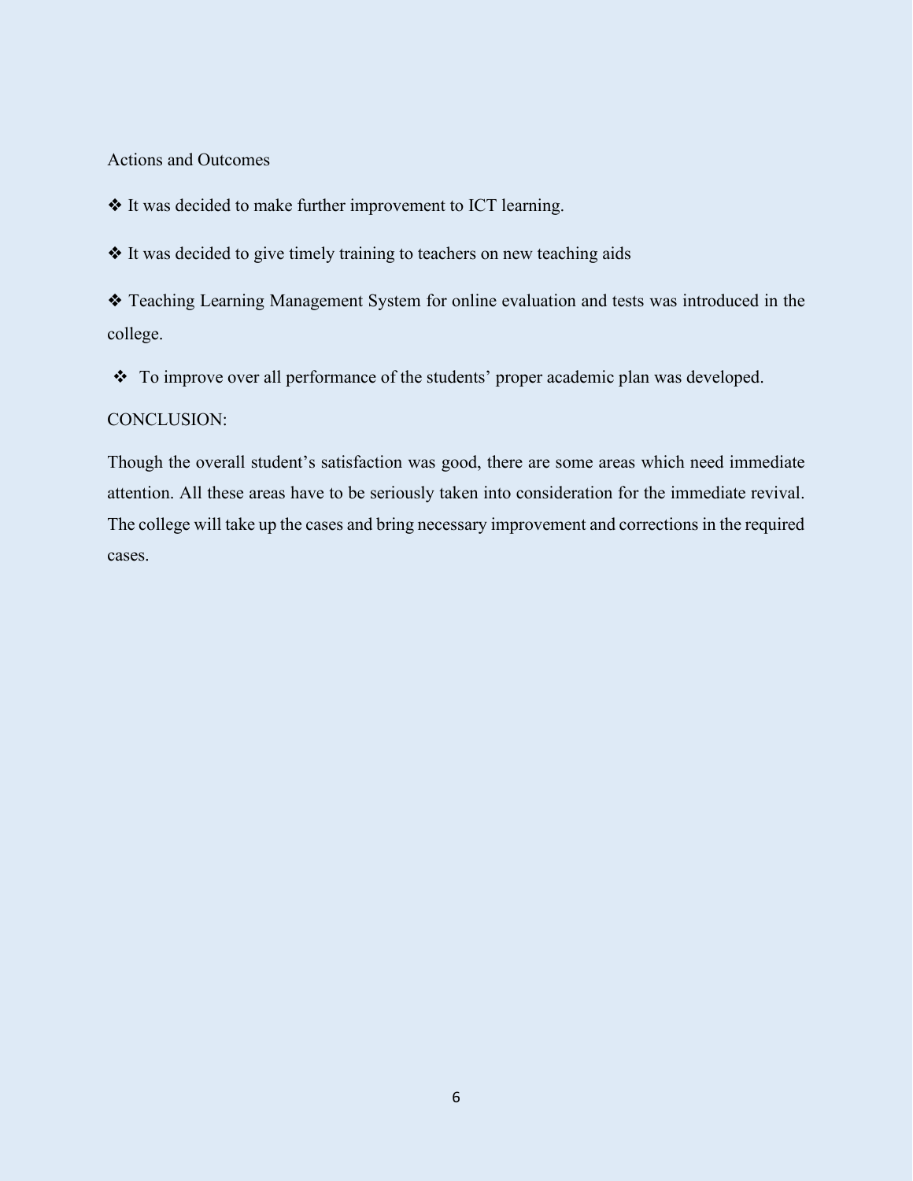Actions and Outcomes

- It was decided to make further improvement to ICT learning.
- It was decided to give timely training to teachers on new teaching aids
- Teaching Learning Management System for online evaluation and tests was introduced in the college.
- To improve over all performance of the students' proper academic plan was developed.

CONCLUSION:

Though the overall student's satisfaction was good, there are some areas which need immediate attention. All these areas have to be seriously taken into consideration for the immediate revival. The college will take up the cases and bring necessary improvement and corrections in the required cases.